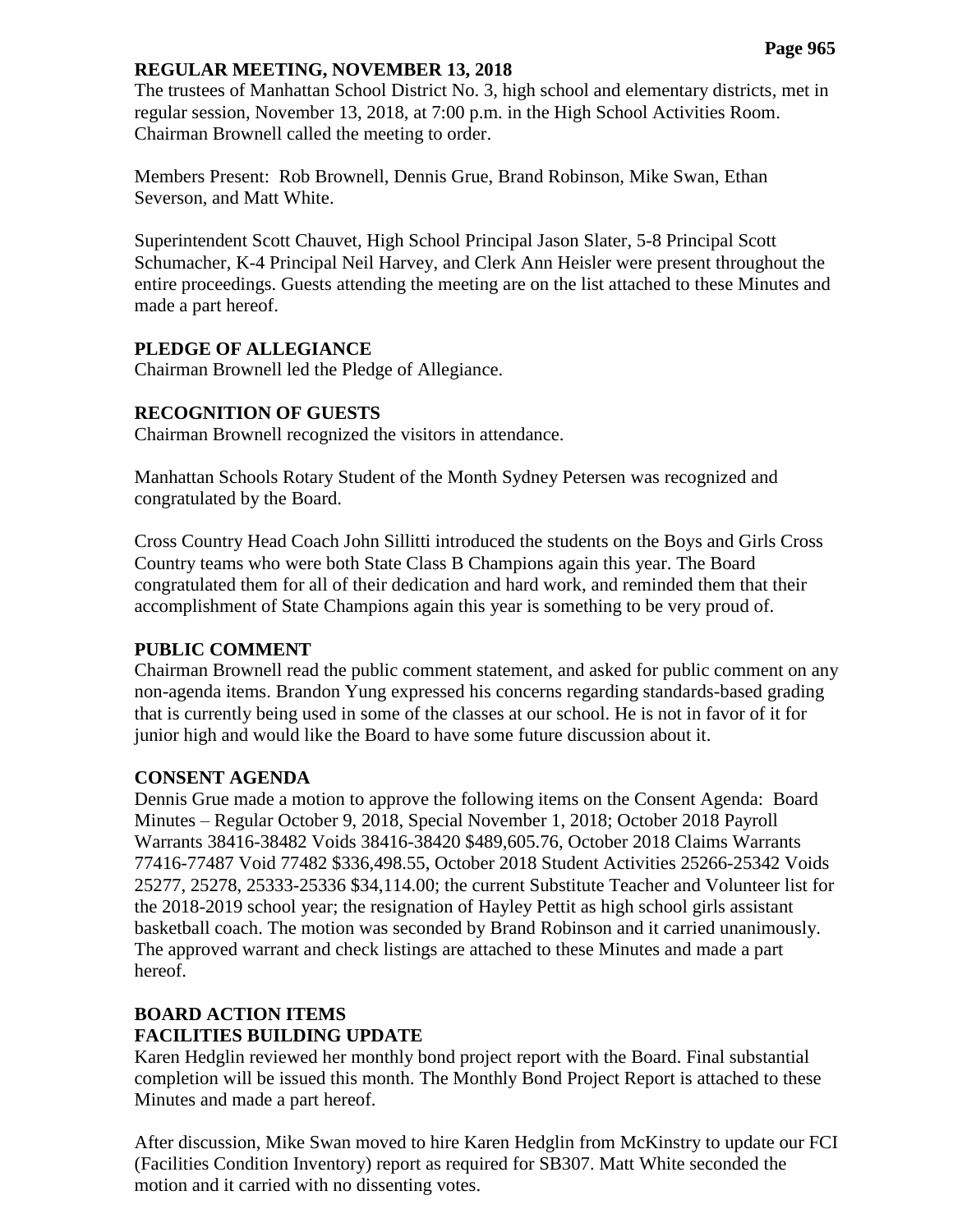## REGULAR MEETING, NOVEMBER 13, 2018

The trustees of Manhattan School District No. 3, high school and elementary districts, met in regular session, November 13, 2018, at 7:00 p.m. in the High School Activities Room. Chairman Brownell called the meeting to order.

Members Present: Rob Brownell, Dennis Grue, Brand Robinson, Mike Swan, Ethan Severson, and Matt White.

Superintendent Scott Chauvet, High School Principal Jason Slater, 5-8 Principal Scott Schumacher, K-4 Principal Neil Harvey, and Clerk Ann Heisler were present throughout the entire proceedings. Guests attending the meeting are on the list attached to these Minutes and made a part hereof.

### PLEDGE OF ALLEGIANCE

Chairman Brownell led the Pledge of Allegiance.

### RECOGNITION OF GUESTS

Chairman Brownell recognized the visitors in attendance.

Manhattan Schools Rotary Student of the Month Sydney Petersen was recognized and congratulated by the Board.

Cross Country Head Coach John Sillitti introduced the students on the Boys and Girls Cross Country teams who were both State Class B Champions again this year. The Board congratulated them for all of their dedication and hard work, and reminded them that their accomplishment of State Champions again this year is something to be very proud of.

### PUBLIC COMMENT

Chairman Brownell read the public comment statement, and asked for public comment on any non-agenda items. Brandon Yung expressed his concerns regarding standards-based grading that is currently being used in some of the classes at our school. He is not in favor of it for junior high and would like the Board to have some future discussion about it.

### CONSENT AGENDA

Dennis Grue made a motion to approve the following items on the Consent Agenda: Board Minutes – Regular October 9, 2018, Special November 1, 2018; October 2018 Payroll Warrants 38416-38482 Voids 38416-38420 $489,605.76, October 2018 Claims Warrants 77416-77487 Void 77482 $336,498.55, October 2018 Student Activities 25266-25342 Voids 25277, 25278, 25333-25336 $34,114.00; the current Substitute Teacher and Volunteer list for the 2018-2019 school year; the resignation of Hayley Pettit as high school girls assistant basketball coach. The motion was seconded by Brand Robinson and it carried unanimously. The approved warrant and check listings are attached to these Minutes and made a part hereof.

### BOARD ACTION ITEMS

### FACILITIES BUILDING UPDATE

Karen Hedglin reviewed her monthly bond project report with the Board. Final substantial completion will be issued this month. The Monthly Bond Project Report is attached to these Minutes and made a part hereof.

After discussion, Mike Swan moved to hire Karen Hedglin from McKinstry to update our FCI (Facilities Condition Inventory) report as required for SB307. Matt White seconded the motion and it carried with no dissenting votes.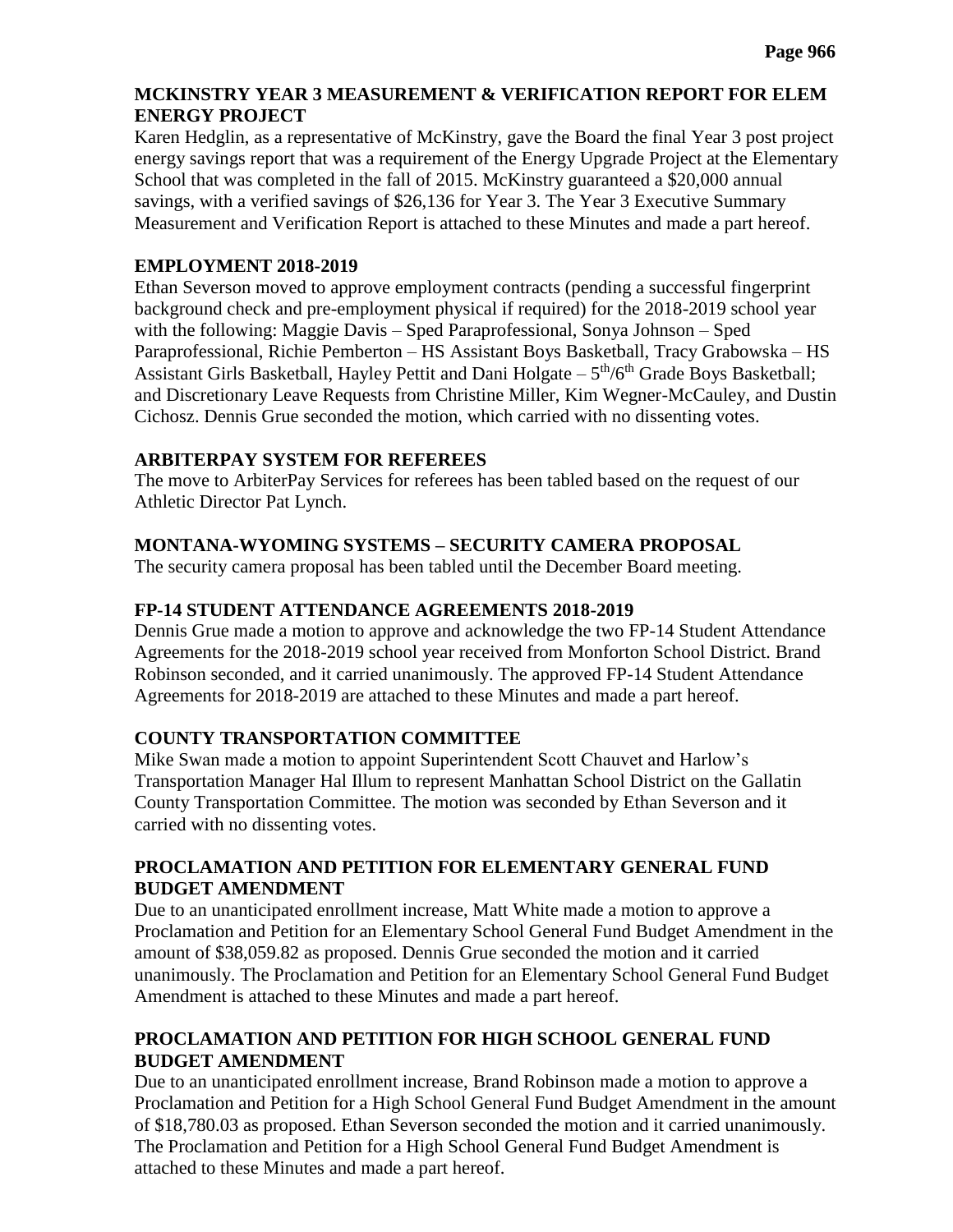## MCKINSTRY YEAR 3 MEASUREMENT & VERIFICATION REPORT FOR ELEM ENERGY PROJECT

Karen Hedglin, as a representative of McKinstry, gave the Board the final Year 3 post project energy savings report that was a requirement of the Energy Upgrade Project at the Elementary School that was completed in the fall of 2015. McKinstry guaranteed a $20,000 annual savings, with a verified savings of $26,136 for Year 3. The Year 3 Executive Summary Measurement and Verification Report is attached to these Minutes and made a part hereof.

## EMPLOYMENT 2018-2019

Ethan Severson moved to approve employment contracts (pending a successful fingerprint background check and pre-employment physical if required) for the 2018-2019 school year with the following: Maggie Davis – Sped Paraprofessional, Sonya Johnson – Sped Paraprofessional, Richie Pemberton – HS Assistant Boys Basketball, Tracy Grabowska – HS Assistant Girls Basketball, Hayley Pettit and Dani Holgate – 5th/6th Grade Boys Basketball; and Discretionary Leave Requests from Christine Miller, Kim Wegner-McCauley, and Dustin Cichosz. Dennis Grue seconded the motion, which carried with no dissenting votes.

## ARBITERPAY SYSTEM FOR REFEREES

The move to ArbiterPay Services for referees has been tabled based on the request of our Athletic Director Pat Lynch.

## MONTANA-WYOMING SYSTEMS – SECURITY CAMERA PROPOSAL

The security camera proposal has been tabled until the December Board meeting.

## FP-14 STUDENT ATTENDANCE AGREEMENTS 2018-2019

Dennis Grue made a motion to approve and acknowledge the two FP-14 Student Attendance Agreements for the 2018-2019 school year received from Monforton School District. Brand Robinson seconded, and it carried unanimously. The approved FP-14 Student Attendance Agreements for 2018-2019 are attached to these Minutes and made a part hereof.

## COUNTY TRANSPORTATION COMMITTEE

Mike Swan made a motion to appoint Superintendent Scott Chauvet and Harlow's Transportation Manager Hal Illum to represent Manhattan School District on the Gallatin County Transportation Committee. The motion was seconded by Ethan Severson and it carried with no dissenting votes.

## PROCLAMATION AND PETITION FOR ELEMENTARY GENERAL FUND BUDGET AMENDMENT

Due to an unanticipated enrollment increase, Matt White made a motion to approve a Proclamation and Petition for an Elementary School General Fund Budget Amendment in the amount of $38,059.82 as proposed. Dennis Grue seconded the motion and it carried unanimously. The Proclamation and Petition for an Elementary School General Fund Budget Amendment is attached to these Minutes and made a part hereof.

## PROCLAMATION AND PETITION FOR HIGH SCHOOL GENERAL FUND BUDGET AMENDMENT

Due to an unanticipated enrollment increase, Brand Robinson made a motion to approve a Proclamation and Petition for a High School General Fund Budget Amendment in the amount of $18,780.03 as proposed. Ethan Severson seconded the motion and it carried unanimously. The Proclamation and Petition for a High School General Fund Budget Amendment is attached to these Minutes and made a part hereof.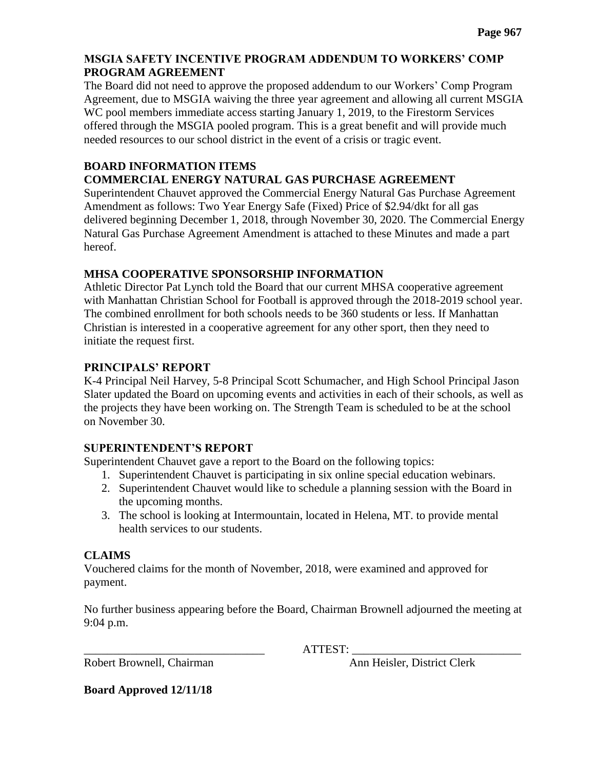### MSGIA SAFETY INCENTIVE PROGRAM ADDENDUM TO WORKERS' COMP PROGRAM AGREEMENT

The Board did not need to approve the proposed addendum to our Workers' Comp Program Agreement, due to MSGIA waiving the three year agreement and allowing all current MSGIA WC pool members immediate access starting January 1, 2019, to the Firestorm Services offered through the MSGIA pooled program. This is a great benefit and will provide much needed resources to our school district in the event of a crisis or tragic event.

### BOARD INFORMATION ITEMS

### COMMERCIAL ENERGY NATURAL GAS PURCHASE AGREEMENT

Superintendent Chauvet approved the Commercial Energy Natural Gas Purchase Agreement Amendment as follows: Two Year Energy Safe (Fixed) Price of $2.94/dkt for all gas delivered beginning December 1, 2018, through November 30, 2020. The Commercial Energy Natural Gas Purchase Agreement Amendment is attached to these Minutes and made a part hereof.

### MHSA COOPERATIVE SPONSORSHIP INFORMATION

Athletic Director Pat Lynch told the Board that our current MHSA cooperative agreement with Manhattan Christian School for Football is approved through the 2018-2019 school year. The combined enrollment for both schools needs to be 360 students or less. If Manhattan Christian is interested in a cooperative agreement for any other sport, then they need to initiate the request first.

### PRINCIPALS' REPORT

K-4 Principal Neil Harvey, 5-8 Principal Scott Schumacher, and High School Principal Jason Slater updated the Board on upcoming events and activities in each of their schools, as well as the projects they have been working on. The Strength Team is scheduled to be at the school on November 30.

### SUPERINTENDENT'S REPORT

Superintendent Chauvet gave a report to the Board on the following topics:

1. Superintendent Chauvet is participating in six online special education webinars.
2. Superintendent Chauvet would like to schedule a planning session with the Board in the upcoming months.
3. The school is looking at Intermountain, located in Helena, MT. to provide mental health services to our students.

### CLAIMS

Vouchered claims for the month of November, 2018, were examined and approved for payment.

No further business appearing before the Board, Chairman Brownell adjourned the meeting at 9:04 p.m.

\_\_\_\_\_\_\_\_\_\_\_\_\_\_\_\_\_\_\_\_\_\_\_\_\_\_\_\_\_\_ ATTEST: \_\_\_\_\_\_\_\_\_\_\_\_\_\_\_\_\_\_\_\_\_\_\_\_\_\_\_\_\_\_

Robert Brownell, Chairman Ann Heisler, District Clerk

**Board Approved 12/11/18**